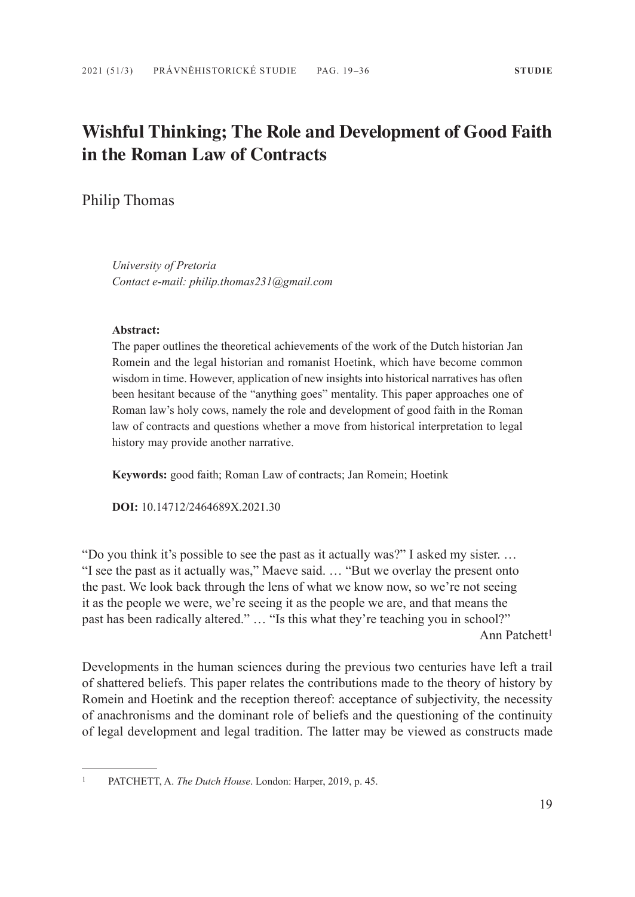# Wishful Thinking; The Role and Development of Good Faith in the Roman Law of Contracts

Philip Thomas

*University of Pretoria*
*Contact e-mail: philip.thomas231@gmail.com*

**Abstract:**
The paper outlines the theoretical achievements of the work of the Dutch historian Jan Romein and the legal historian and romanist Hoetink, which have become common wisdom in time. However, application of new insights into historical narratives has often been hesitant because of the "anything goes" mentality. This paper approaches one of Roman law's holy cows, namely the role and development of good faith in the Roman law of contracts and questions whether a move from historical interpretation to legal history may provide another narrative.

**Keywords:** good faith; Roman Law of contracts; Jan Romein; Hoetink

**DOI:** 10.14712/2464689X.2021.30

"Do you think it's possible to see the past as it actually was?" I asked my sister. … "I see the past as it actually was," Maeve said. … "But we overlay the present onto the past. We look back through the lens of what we know now, so we're not seeing it as the people we were, we're seeing it as the people we are, and that means the past has been radically altered." … "Is this what they're teaching you in school?"

Ann Patchett[1]

Developments in the human sciences during the previous two centuries have left a trail of shattered beliefs. This paper relates the contributions made to the theory of history by Romein and Hoetink and the reception thereof: acceptance of subjectivity, the necessity of anachronisms and the dominant role of beliefs and the questioning of the continuity of legal development and legal tradition. The latter may be viewed as constructs made

---

[1] PATCHETT, A. *The Dutch House*. London: Harper, 2019, p. 45.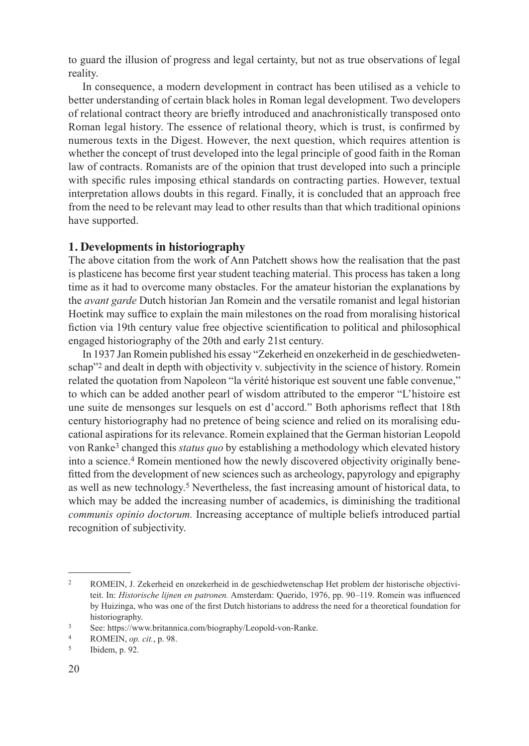to guard the illusion of progress and legal certainty, but not as true observations of legal reality.

In consequence, a modern development in contract has been utilised as a vehicle to better understanding of certain black holes in Roman legal development. Two developers of relational contract theory are briefly introduced and anachronistically transposed onto Roman legal history. The essence of relational theory, which is trust, is confirmed by numerous texts in the Digest. However, the next question, which requires attention is whether the concept of trust developed into the legal principle of good faith in the Roman law of contracts. Romanists are of the opinion that trust developed into such a principle with specific rules imposing ethical standards on contracting parties. However, textual interpretation allows doubts in this regard. Finally, it is concluded that an approach free from the need to be relevant may lead to other results than that which traditional opinions have supported.

## 1. Developments in historiography

The above citation from the work of Ann Patchett shows how the realisation that the past is plasticene has become first year student teaching material. This process has taken a long time as it had to overcome many obstacles. For the amateur historian the explanations by the *avant garde* Dutch historian Jan Romein and the versatile romanist and legal historian Hoetink may suffice to explain the main milestones on the road from moralising historical fiction via 19th century value free objective scientification to political and philosophical engaged historiography of the 20th and early 21st century.

In 1937 Jan Romein published his essay "Zekerheid en onzekerheid in de geschiedwetenschap"[2] and dealt in depth with objectivity v. subjectivity in the science of history. Romein related the quotation from Napoleon "la vérité historique est souvent une fable convenue," to which can be added another pearl of wisdom attributed to the emperor "L'histoire est une suite de mensonges sur lesquels on est d'accord." Both aphorisms reflect that 18th century historiography had no pretence of being science and relied on its moralising educational aspirations for its relevance. Romein explained that the German historian Leopold von Ranke[3] changed this *status quo* by establishing a methodology which elevated history into a science.[4] Romein mentioned how the newly discovered objectivity originally benefitted from the development of new sciences such as archeology, papyrology and epigraphy as well as new technology.[5] Nevertheless, the fast increasing amount of historical data, to which may be added the increasing number of academics, is diminishing the traditional *communis opinio doctorum.* Increasing acceptance of multiple beliefs introduced partial recognition of subjectivity.

---

[2] ROMEIN, J. Zekerheid en onzekerheid in de geschiedwetenschap Het problem der historische objectiviteit. In: *Historische lijnen en patronen.* Amsterdam: Querido, 1976, pp. 90–119. Romein was influenced by Huizinga, who was one of the first Dutch historians to address the need for a theoretical foundation for historiography.

[3] See: https://www.britannica.com/biography/Leopold-von-Ranke.

[4] ROMEIN, *op. cit.*, p. 98.

[5] Ibidem, p. 92.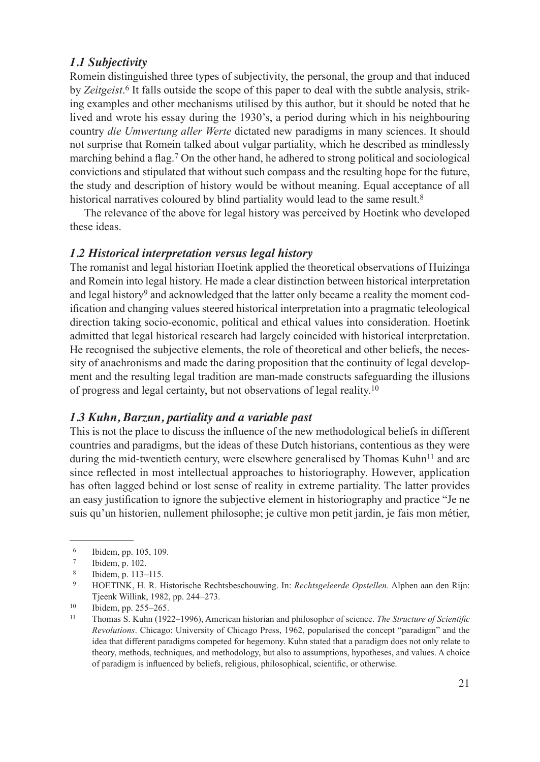### *1.1 Subjectivity*

Romein distinguished three types of subjectivity, the personal, the group and that induced by *Zeitgeist*.[6] It falls outside the scope of this paper to deal with the subtle analysis, striking examples and other mechanisms utilised by this author, but it should be noted that he lived and wrote his essay during the 1930's, a period during which in his neighbouring country *die Umwertung aller Werte* dictated new paradigms in many sciences. It should not surprise that Romein talked about vulgar partiality, which he described as mindlessly marching behind a flag.[7] On the other hand, he adhered to strong political and sociological convictions and stipulated that without such compass and the resulting hope for the future, the study and description of history would be without meaning. Equal acceptance of all historical narratives coloured by blind partiality would lead to the same result.[8]

The relevance of the above for legal history was perceived by Hoetink who developed these ideas.

### *1.2 Historical interpretation versus legal history*

The romanist and legal historian Hoetink applied the theoretical observations of Huizinga and Romein into legal history. He made a clear distinction between historical interpretation and legal history[9] and acknowledged that the latter only became a reality the moment codification and changing values steered historical interpretation into a pragmatic teleological direction taking socio-economic, political and ethical values into consideration. Hoetink admitted that legal historical research had largely coincided with historical interpretation. He recognised the subjective elements, the role of theoretical and other beliefs, the necessity of anachronisms and made the daring proposition that the continuity of legal development and the resulting legal tradition are man-made constructs safeguarding the illusions of progress and legal certainty, but not observations of legal reality.[10]

### *1.3 Kuhn, Barzun, partiality and a variable past*

This is not the place to discuss the influence of the new methodological beliefs in different countries and paradigms, but the ideas of these Dutch historians, contentious as they were during the mid-twentieth century, were elsewhere generalised by Thomas Kuhn[11] and are since reflected in most intellectual approaches to historiography. However, application has often lagged behind or lost sense of reality in extreme partiality. The latter provides an easy justification to ignore the subjective element in historiography and practice "Je ne suis qu'un historien, nullement philosophe; je cultive mon petit jardin, je fais mon métier,

---

[6] Ibidem, pp. 105, 109.

[7] Ibidem, p. 102.

[8] Ibidem, p. 113–115.

[9] HOETINK, H. R. Historische Rechtsbeschouwing. In: *Rechtsgeleerde Opstellen.* Alphen aan den Rijn: Tjeenk Willink, 1982, pp. 244–273.

[10] Ibidem, pp. 255–265.

[11] Thomas S. Kuhn (1922–1996), American historian and philosopher of science. *The Structure of Scientific Revolutions*. Chicago: University of Chicago Press, 1962, popularised the concept "paradigm" and the idea that different paradigms competed for hegemony. Kuhn stated that a paradigm does not only relate to theory, methods, techniques, and methodology, but also to assumptions, hypotheses, and values. A choice of paradigm is influenced by beliefs, religious, philosophical, scientific, or otherwise.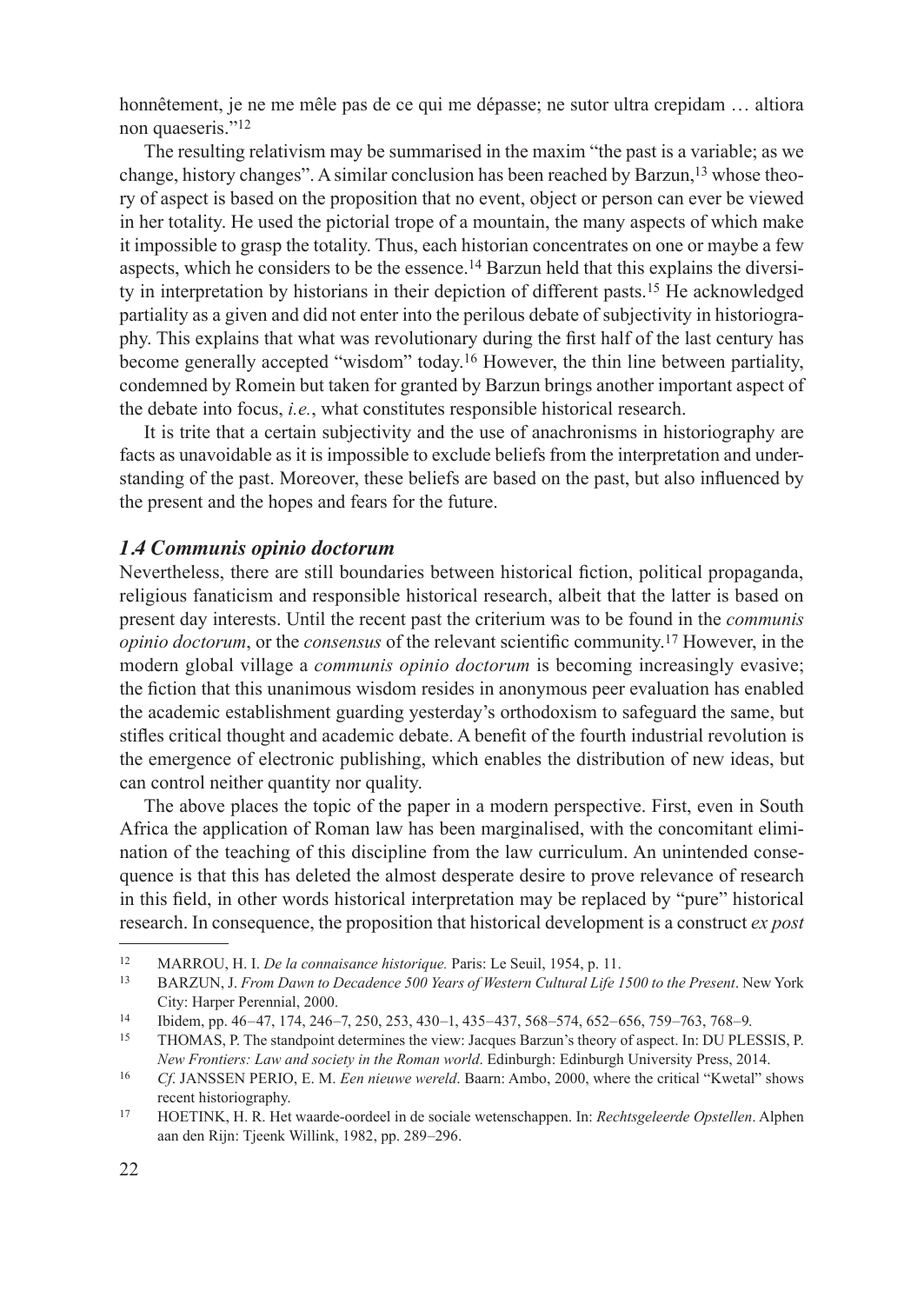honnêtement, je ne me mêle pas de ce qui me dépasse; ne sutor ultra crepidam … altiora non quaeseris."[12]

The resulting relativism may be summarised in the maxim "the past is a variable; as we change, history changes". A similar conclusion has been reached by Barzun,[13] whose theory of aspect is based on the proposition that no event, object or person can ever be viewed in her totality. He used the pictorial trope of a mountain, the many aspects of which make it impossible to grasp the totality. Thus, each historian concentrates on one or maybe a few aspects, which he considers to be the essence.[14] Barzun held that this explains the diversity in interpretation by historians in their depiction of different pasts.[15] He acknowledged partiality as a given and did not enter into the perilous debate of subjectivity in historiography. This explains that what was revolutionary during the first half of the last century has become generally accepted "wisdom" today.[16] However, the thin line between partiality, condemned by Romein but taken for granted by Barzun brings another important aspect of the debate into focus, *i.e.*, what constitutes responsible historical research.

It is trite that a certain subjectivity and the use of anachronisms in historiography are facts as unavoidable as it is impossible to exclude beliefs from the interpretation and understanding of the past. Moreover, these beliefs are based on the past, but also influenced by the present and the hopes and fears for the future.

### *1.4 Communis opinio doctorum*

Nevertheless, there are still boundaries between historical fiction, political propaganda, religious fanaticism and responsible historical research, albeit that the latter is based on present day interests. Until the recent past the criterium was to be found in the *communis opinio doctorum*, or the *consensus* of the relevant scientific community.[17] However, in the modern global village a *communis opinio doctorum* is becoming increasingly evasive; the fiction that this unanimous wisdom resides in anonymous peer evaluation has enabled the academic establishment guarding yesterday's orthodoxism to safeguard the same, but stifles critical thought and academic debate. A benefit of the fourth industrial revolution is the emergence of electronic publishing, which enables the distribution of new ideas, but can control neither quantity nor quality.

The above places the topic of the paper in a modern perspective. First, even in South Africa the application of Roman law has been marginalised, with the concomitant elimination of the teaching of this discipline from the law curriculum. An unintended consequence is that this has deleted the almost desperate desire to prove relevance of research in this field, in other words historical interpretation may be replaced by "pure" historical research. In consequence, the proposition that historical development is a construct *ex post*

---

[12] MARROU, H. I. *De la connaisance historique.* Paris: Le Seuil, 1954, p. 11.

[13] BARZUN, J. *From Dawn to Decadence 500 Years of Western Cultural Life 1500 to the Present*. New York City: Harper Perennial, 2000.

[14] Ibidem, pp. 46–47, 174, 246–7, 250, 253, 430–1, 435–437, 568–574, 652–656, 759–763, 768–9.

[15] THOMAS, P. The standpoint determines the view: Jacques Barzun's theory of aspect. In: DU PLESSIS, P. *New Frontiers: Law and society in the Roman world*. Edinburgh: Edinburgh University Press, 2014.

[16] *Cf*. JANSSEN PERIO, E. M. *Een nieuwe wereld*. Baarn: Ambo, 2000, where the critical "Kwetal" shows recent historiography.

[17] HOETINK, H. R. Het waarde-oordeel in de sociale wetenschappen. In: *Rechtsgeleerde Opstellen*. Alphen aan den Rijn: Tjeenk Willink, 1982, pp. 289–296.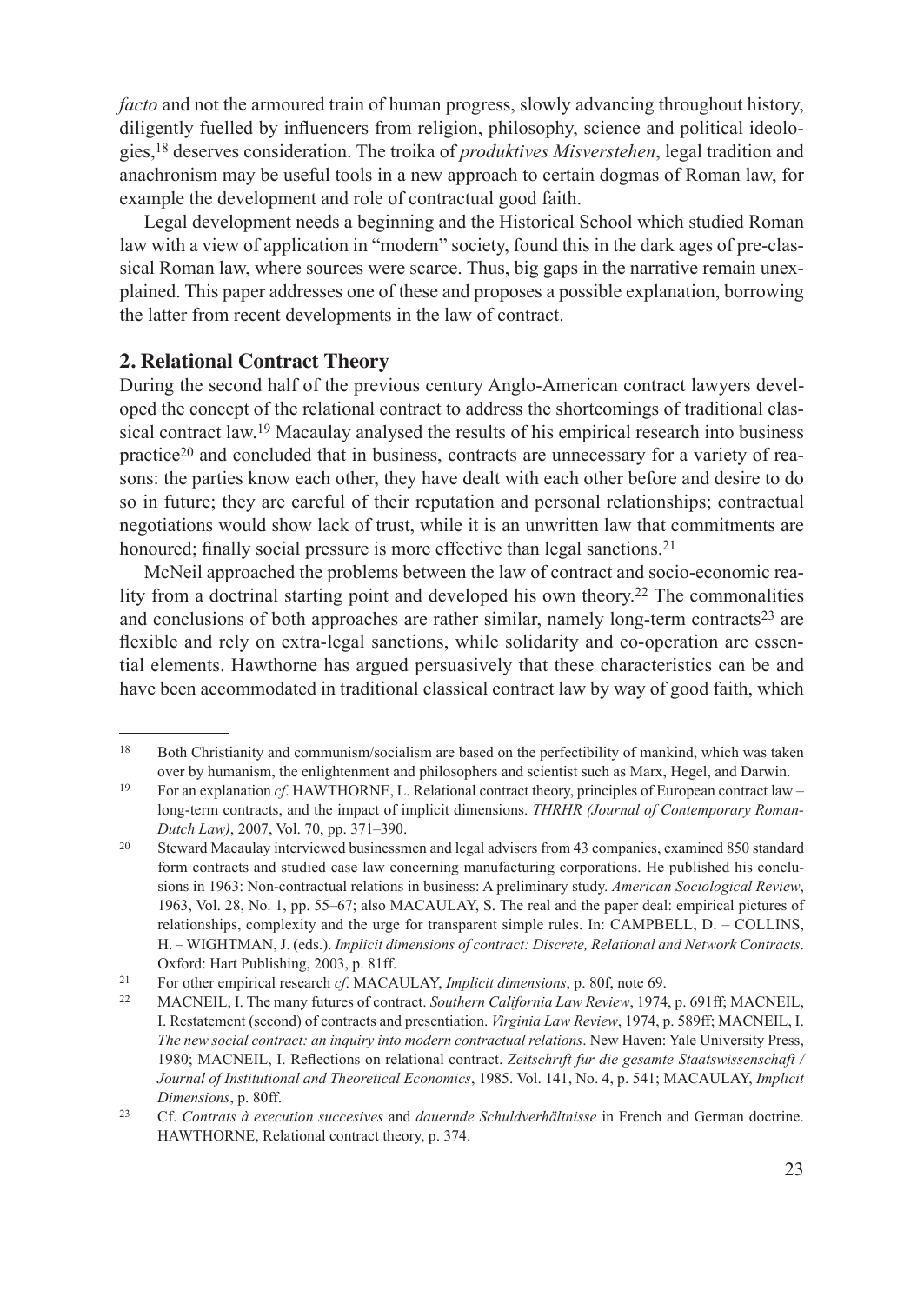*facto* and not the armoured train of human progress, slowly advancing throughout history, diligently fuelled by influencers from religion, philosophy, science and political ideologies,[18] deserves consideration. The troika of *produktives Misverstehen*, legal tradition and anachronism may be useful tools in a new approach to certain dogmas of Roman law, for example the development and role of contractual good faith.

Legal development needs a beginning and the Historical School which studied Roman law with a view of application in "modern" society, found this in the dark ages of pre-classical Roman law, where sources were scarce. Thus, big gaps in the narrative remain unexplained. This paper addresses one of these and proposes a possible explanation, borrowing the latter from recent developments in the law of contract.

## 2. Relational Contract Theory

During the second half of the previous century Anglo-American contract lawyers developed the concept of the relational contract to address the shortcomings of traditional classical contract law.[19] Macaulay analysed the results of his empirical research into business practice[20] and concluded that in business, contracts are unnecessary for a variety of reasons: the parties know each other, they have dealt with each other before and desire to do so in future; they are careful of their reputation and personal relationships; contractual negotiations would show lack of trust, while it is an unwritten law that commitments are honoured; finally social pressure is more effective than legal sanctions.[21]

McNeil approached the problems between the law of contract and socio-economic reality from a doctrinal starting point and developed his own theory.[22] The commonalities and conclusions of both approaches are rather similar, namely long-term contracts[23] are flexible and rely on extra-legal sanctions, while solidarity and co-operation are essential elements. Hawthorne has argued persuasively that these characteristics can be and have been accommodated in traditional classical contract law by way of good faith, which

---

[18] Both Christianity and communism/socialism are based on the perfectibility of mankind, which was taken over by humanism, the enlightenment and philosophers and scientist such as Marx, Hegel, and Darwin.

[19] For an explanation *cf*. HAWTHORNE, L. Relational contract theory, principles of European contract law – long-term contracts, and the impact of implicit dimensions. *THRHR (Journal of Contemporary Roman-Dutch Law)*, 2007, Vol. 70, pp. 371–390.

[20] Steward Macaulay interviewed businessmen and legal advisers from 43 companies, examined 850 standard form contracts and studied case law concerning manufacturing corporations. He published his conclusions in 1963: Non-contractual relations in business: A preliminary study. *American Sociological Review*, 1963, Vol. 28, No. 1, pp. 55–67; also MACAULAY, S. The real and the paper deal: empirical pictures of relationships, complexity and the urge for transparent simple rules. In: CAMPBELL, D. – COLLINS, H. – WIGHTMAN, J. (eds.). *Implicit dimensions of contract: Discrete, Relational and Network Contracts*. Oxford: Hart Publishing, 2003, p. 81ff.

[21] For other empirical research *cf*. MACAULAY, *Implicit dimensions*, p. 80f, note 69.

[22] MACNEIL, I. The many futures of contract. *Southern California Law Review*, 1974, p. 691ff; MACNEIL, I. Restatement (second) of contracts and presentiation. *Virginia Law Review*, 1974, p. 589ff; MACNEIL, I. *The new social contract: an inquiry into modern contractual relations*. New Haven: Yale University Press, 1980; MACNEIL, I. Reflections on relational contract. *Zeitschrift fur die gesamte Staatswissenschaft / Journal of Institutional and Theoretical Economics*, 1985. Vol. 141, No. 4, p. 541; MACAULAY, *Implicit Dimensions*, p. 80ff.

[23] Cf. *Contrats à execution succesives* and *dauernde Schuldverhältnisse* in French and German doctrine. HAWTHORNE, Relational contract theory, p. 374.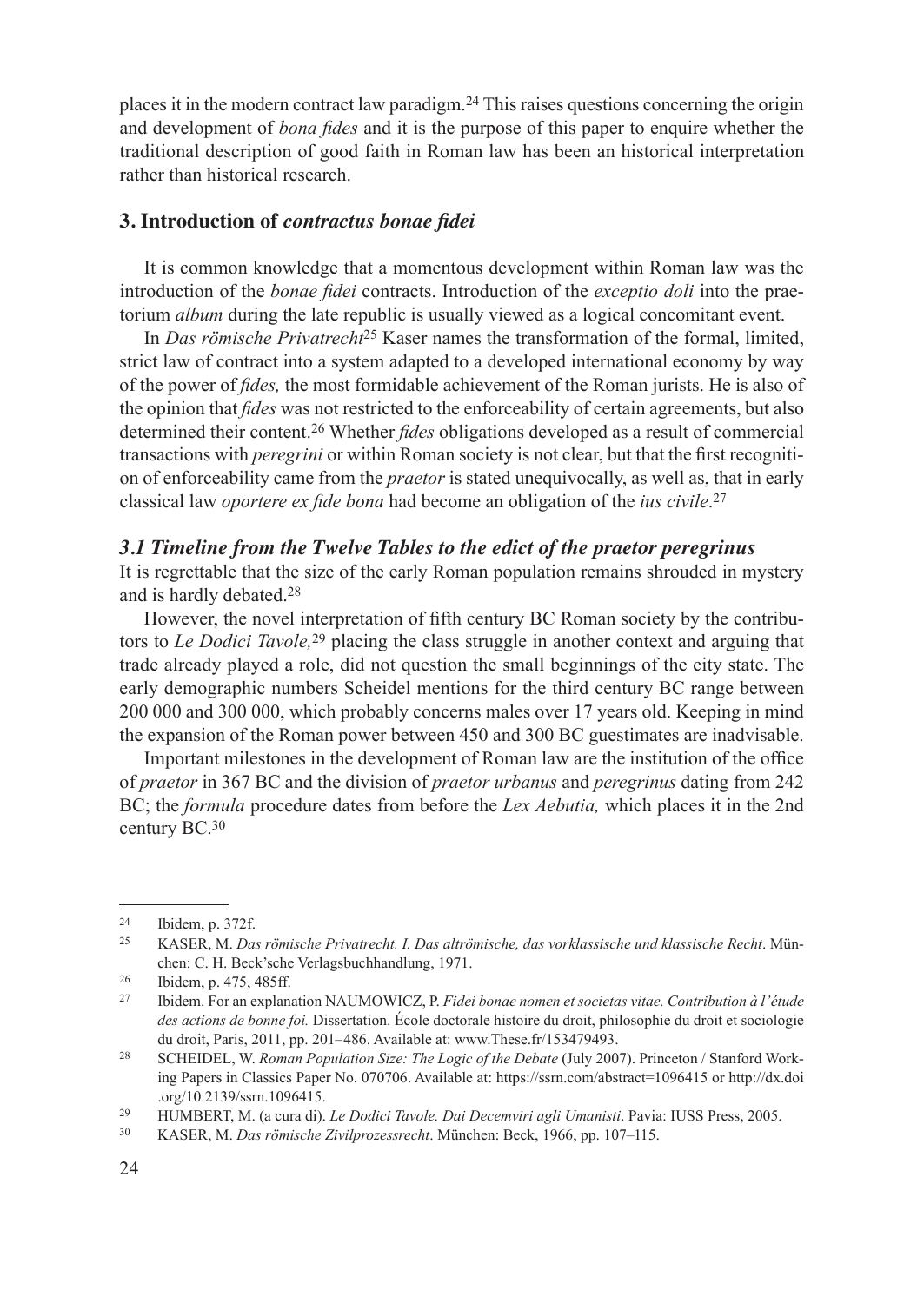places it in the modern contract law paradigm.[24] This raises questions concerning the origin and development of *bona fides* and it is the purpose of this paper to enquire whether the traditional description of good faith in Roman law has been an historical interpretation rather than historical research.

## 3. Introduction of *contractus bonae fidei*

It is common knowledge that a momentous development within Roman law was the introduction of the *bonae fidei* contracts. Introduction of the *exceptio doli* into the praetorium *album* during the late republic is usually viewed as a logical concomitant event.

In *Das römische Privatrecht*[25] Kaser names the transformation of the formal, limited, strict law of contract into a system adapted to a developed international economy by way of the power of *fides,* the most formidable achievement of the Roman jurists. He is also of the opinion that *fides* was not restricted to the enforceability of certain agreements, but also determined their content.[26] Whether *fides* obligations developed as a result of commercial transactions with *peregrini* or within Roman society is not clear, but that the first recognition of enforceability came from the *praetor* is stated unequivocally, as well as, that in early classical law *oportere ex fide bona* had become an obligation of the *ius civile*.[27]

### *3.1 Timeline from the Twelve Tables to the edict of the praetor peregrinus*

It is regrettable that the size of the early Roman population remains shrouded in mystery and is hardly debated.[28]

However, the novel interpretation of fifth century BC Roman society by the contributors to *Le Dodici Tavole,*[29] placing the class struggle in another context and arguing that trade already played a role, did not question the small beginnings of the city state. The early demographic numbers Scheidel mentions for the third century BC range between 200 000 and 300 000, which probably concerns males over 17 years old. Keeping in mind the expansion of the Roman power between 450 and 300 BC guestimates are inadvisable.

Important milestones in the development of Roman law are the institution of the office of *praetor* in 367 BC and the division of *praetor urbanus* and *peregrinus* dating from 242 BC; the *formula* procedure dates from before the *Lex Aebutia,* which places it in the 2nd century BC.[30]

---

[24] Ibidem, p. 372f.

[25] KASER, M. *Das römische Privatrecht. I. Das altrömische, das vorklassische und klassische Recht*. München: C. H. Beck'sche Verlagsbuchhandlung, 1971.

[26] Ibidem, p. 475, 485ff.

[27] Ibidem. For an explanation NAUMOWICZ, P. *Fidei bonae nomen et societas vitae. Contribution à l'étude des actions de bonne foi.* Dissertation. École doctorale histoire du droit, philosophie du droit et sociologie du droit, Paris, 2011, pp. 201–486. Available at: www.These.fr/153479493.

[28] SCHEIDEL, W. *Roman Population Size: The Logic of the Debate* (July 2007). Princeton / Stanford Working Papers in Classics Paper No. 070706. Available at: https://ssrn.com/abstract=1096415 or http://dx.doi.org/10.2139/ssrn.1096415.

[29] HUMBERT, M. (a cura di). *Le Dodici Tavole. Dai Decemviri agli Umanisti*. Pavia: IUSS Press, 2005.

[30] KASER, M. *Das römische Zivilprozessrecht*. München: Beck, 1966, pp. 107–115.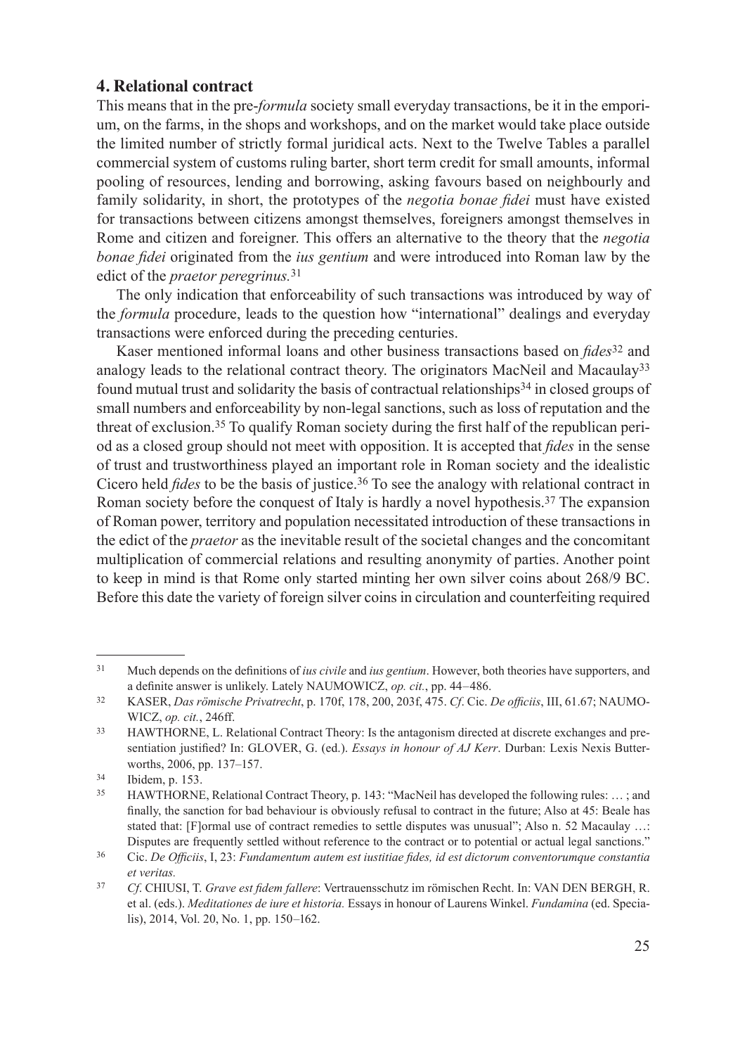## 4. Relational contract

This means that in the pre-*formula* society small everyday transactions, be it in the emporium, on the farms, in the shops and workshops, and on the market would take place outside the limited number of strictly formal juridical acts. Next to the Twelve Tables a parallel commercial system of customs ruling barter, short term credit for small amounts, informal pooling of resources, lending and borrowing, asking favours based on neighbourly and family solidarity, in short, the prototypes of the *negotia bonae fidei* must have existed for transactions between citizens amongst themselves, foreigners amongst themselves in Rome and citizen and foreigner. This offers an alternative to the theory that the *negotia bonae fidei* originated from the *ius gentium* and were introduced into Roman law by the edict of the *praetor peregrinus.*[31]

The only indication that enforceability of such transactions was introduced by way of the *formula* procedure, leads to the question how "international" dealings and everyday transactions were enforced during the preceding centuries.

Kaser mentioned informal loans and other business transactions based on *fides*[32] and analogy leads to the relational contract theory. The originators MacNeil and Macaulay[33] found mutual trust and solidarity the basis of contractual relationships[34] in closed groups of small numbers and enforceability by non-legal sanctions, such as loss of reputation and the threat of exclusion.[35] To qualify Roman society during the first half of the republican period as a closed group should not meet with opposition. It is accepted that *fides* in the sense of trust and trustworthiness played an important role in Roman society and the idealistic Cicero held *fides* to be the basis of justice.[36] To see the analogy with relational contract in Roman society before the conquest of Italy is hardly a novel hypothesis.[37] The expansion of Roman power, territory and population necessitated introduction of these transactions in the edict of the *praetor* as the inevitable result of the societal changes and the concomitant multiplication of commercial relations and resulting anonymity of parties. Another point to keep in mind is that Rome only started minting her own silver coins about 268/9 BC. Before this date the variety of foreign silver coins in circulation and counterfeiting required

---

[31] Much depends on the definitions of *ius civile* and *ius gentium*. However, both theories have supporters, and a definite answer is unlikely. Lately NAUMOWICZ, *op. cit.*, pp. 44–486.

[32] KASER, *Das römische Privatrecht*, p. 170f, 178, 200, 203f, 475. *Cf*. Cic. *De officiis*, III, 61.67; NAUMOWICZ, *op. cit.*, 246ff.

[33] HAWTHORNE, L. Relational Contract Theory: Is the antagonism directed at discrete exchanges and presentiation justified? In: GLOVER, G. (ed.). *Essays in honour of AJ Kerr*. Durban: Lexis Nexis Butterworths, 2006, pp. 137–157.

[34] Ibidem, p. 153.

[35] HAWTHORNE, Relational Contract Theory, p. 143: "MacNeil has developed the following rules: … ; and finally, the sanction for bad behaviour is obviously refusal to contract in the future; Also at 45: Beale has stated that: [F]ormal use of contract remedies to settle disputes was unusual"; Also n. 52 Macaulay …: Disputes are frequently settled without reference to the contract or to potential or actual legal sanctions."

[36] Cic. *De Officiis*, I, 23: *Fundamentum autem est iustitiae fides, id est dictorum conventorumque constantia et veritas.*

[37] *Cf*. CHIUSI, T. *Grave est fidem fallere*: Vertrauensschutz im römischen Recht. In: VAN DEN BERGH, R. et al. (eds.). *Meditationes de iure et historia.* Essays in honour of Laurens Winkel. *Fundamina* (ed. Specialis), 2014, Vol. 20, No. 1, pp. 150–162.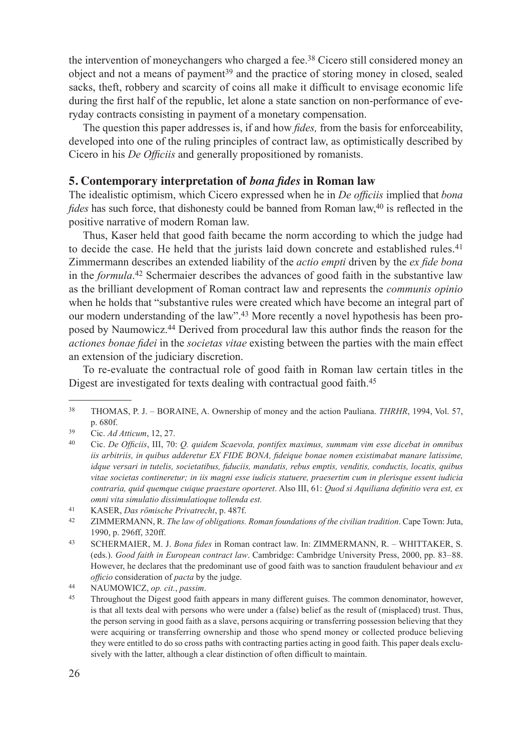the intervention of moneychangers who charged a fee.[38] Cicero still considered money an object and not a means of payment[39] and the practice of storing money in closed, sealed sacks, theft, robbery and scarcity of coins all make it difficult to envisage economic life during the first half of the republic, let alone a state sanction on non-performance of everyday contracts consisting in payment of a monetary compensation.

The question this paper addresses is, if and how *fides,* from the basis for enforceability, developed into one of the ruling principles of contract law, as optimistically described by Cicero in his *De Officiis* and generally propositioned by romanists.

## 5. Contemporary interpretation of *bona fides* in Roman law

The idealistic optimism, which Cicero expressed when he in *De officiis* implied that *bona fides* has such force, that dishonesty could be banned from Roman law,[40] is reflected in the positive narrative of modern Roman law.

Thus, Kaser held that good faith became the norm according to which the judge had to decide the case. He held that the jurists laid down concrete and established rules.[41] Zimmermann describes an extended liability of the *actio empti* driven by the *ex fide bona* in the *formula*.[42] Schermaier describes the advances of good faith in the substantive law as the brilliant development of Roman contract law and represents the *communis opinio* when he holds that "substantive rules were created which have become an integral part of our modern understanding of the law".[43] More recently a novel hypothesis has been proposed by Naumowicz.[44] Derived from procedural law this author finds the reason for the *actiones bonae fidei* in the *societas vitae* existing between the parties with the main effect an extension of the judiciary discretion.

To re-evaluate the contractual role of good faith in Roman law certain titles in the Digest are investigated for texts dealing with contractual good faith.[45]

---

[38] THOMAS, P. J. – BORAINE, A. Ownership of money and the action Pauliana. *THRHR*, 1994, Vol. 57, p. 680f.

[39] Cic. *Ad Atticum*, 12, 27.

[40] Cic. *De Officiis*, III, 70: *Q. quidem Scaevola, pontifex maximus, summam vim esse dicebat in omnibus iis arbitriis, in quibus adderetur EX FIDE BONA, fideique bonae nomen existimabat manare latissime, idque versari in tutelis, societatibus, fiduciis, mandatis, rebus emptis, venditis, conductis, locatis, quibus vitae societas contineretur; in iis magni esse iudicis statuere, praesertim cum in plerisque essent iudicia contraria, quid quemque cuique praestare oporteret*. Also III, 61: *Quod si Aquiliana definitio vera est, ex omni vita simulatio dissimulatioque tollenda est.*

[41] KASER, *Das römische Privatrecht*, p. 487f.

[42] ZIMMERMANN, R. *The law of obligations. Roman foundations of the civilian tradition*. Cape Town: Juta, 1990, p. 296ff, 320ff.

[43] SCHERMAIER, M. J. *Bona fides* in Roman contract law. In: ZIMMERMANN, R. – WHITTAKER, S. (eds.). *Good faith in European contract law*. Cambridge: Cambridge University Press, 2000, pp. 83–88. However, he declares that the predominant use of good faith was to sanction fraudulent behaviour and *ex officio* consideration of *pacta* by the judge.

[44] NAUMOWICZ, *op. cit.*, *passim*.

[45] Throughout the Digest good faith appears in many different guises. The common denominator, however, is that all texts deal with persons who were under a (false) belief as the result of (misplaced) trust. Thus, the person serving in good faith as a slave, persons acquiring or transferring possession believing that they were acquiring or transferring ownership and those who spend money or collected produce believing they were entitled to do so cross paths with contracting parties acting in good faith. This paper deals exclusively with the latter, although a clear distinction of often difficult to maintain.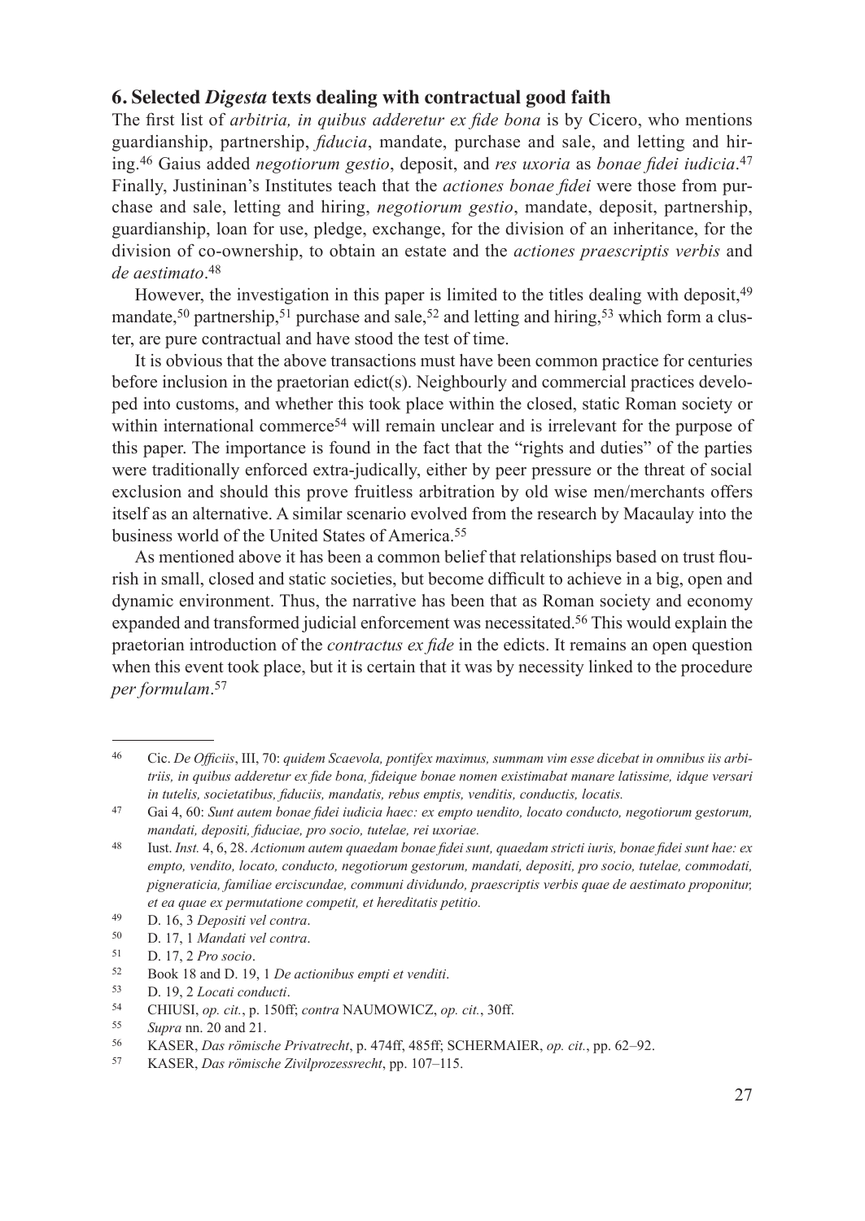## 6. Selected *Digesta* texts dealing with contractual good faith

The first list of *arbitria, in quibus adderetur ex fide bona* is by Cicero, who mentions guardianship, partnership, *fiducia*, mandate, purchase and sale, and letting and hiring.[46] Gaius added *negotiorum gestio*, deposit, and *res uxoria* as *bonae fidei iudicia*.[47] Finally, Justininan's Institutes teach that the *actiones bonae fidei* were those from purchase and sale, letting and hiring, *negotiorum gestio*, mandate, deposit, partnership, guardianship, loan for use, pledge, exchange, for the division of an inheritance, for the division of co-ownership, to obtain an estate and the *actiones praescriptis verbis* and *de aestimato*.[48]

However, the investigation in this paper is limited to the titles dealing with deposit,[49] mandate,[50] partnership,[51] purchase and sale,[52] and letting and hiring,[53] which form a cluster, are pure contractual and have stood the test of time.

It is obvious that the above transactions must have been common practice for centuries before inclusion in the praetorian edict(s). Neighbourly and commercial practices developed into customs, and whether this took place within the closed, static Roman society or within international commerce[54] will remain unclear and is irrelevant for the purpose of this paper. The importance is found in the fact that the "rights and duties" of the parties were traditionally enforced extra-judically, either by peer pressure or the threat of social exclusion and should this prove fruitless arbitration by old wise men/merchants offers itself as an alternative. A similar scenario evolved from the research by Macaulay into the business world of the United States of America.[55]

As mentioned above it has been a common belief that relationships based on trust flourish in small, closed and static societies, but become difficult to achieve in a big, open and dynamic environment. Thus, the narrative has been that as Roman society and economy expanded and transformed judicial enforcement was necessitated.[56] This would explain the praetorian introduction of the *contractus ex fide* in the edicts. It remains an open question when this event took place, but it is certain that it was by necessity linked to the procedure *per formulam*.[57]

---

[46] Cic. *De Officiis*, III, 70: *quidem Scaevola, pontifex maximus, summam vim esse dicebat in omnibus iis arbitriis, in quibus adderetur ex fide bona, fideique bonae nomen existimabat manare latissime, idque versari in tutelis, societatibus, fiduciis, mandatis, rebus emptis, venditis, conductis, locatis.*

[47] Gai 4, 60: *Sunt autem bonae fidei iudicia haec: ex empto uendito, locato conducto, negotiorum gestorum, mandati, depositi, fiduciae, pro socio, tutelae, rei uxoriae.*

[48] Iust. *Inst.* 4, 6, 28. *Actionum autem quaedam bonae fidei sunt, quaedam stricti iuris, bonae fidei sunt hae: ex empto, vendito, locato, conducto, negotiorum gestorum, mandati, depositi, pro socio, tutelae, commodati, pigneraticia, familiae erciscundae, communi dividundo, praescriptis verbis quae de aestimato proponitur, et ea quae ex permutatione competit, et hereditatis petitio.*

[49] D. 16, 3 *Depositi vel contra*.

[50] D. 17, 1 *Mandati vel contra*.

[51] D. 17, 2 *Pro socio*.

[52] Book 18 and D. 19, 1 *De actionibus empti et venditi*.

[53] D. 19, 2 *Locati conducti*.

[54] CHIUSI, *op. cit.*, p. 150ff; *contra* NAUMOWICZ, *op. cit.*, 30ff.

[55] *Supra* nn. 20 and 21.

[56] KASER, *Das römische Privatrecht*, p. 474ff, 485ff; SCHERMAIER, *op. cit.*, pp. 62–92.

[57] KASER, *Das römische Zivilprozessrecht*, pp. 107–115.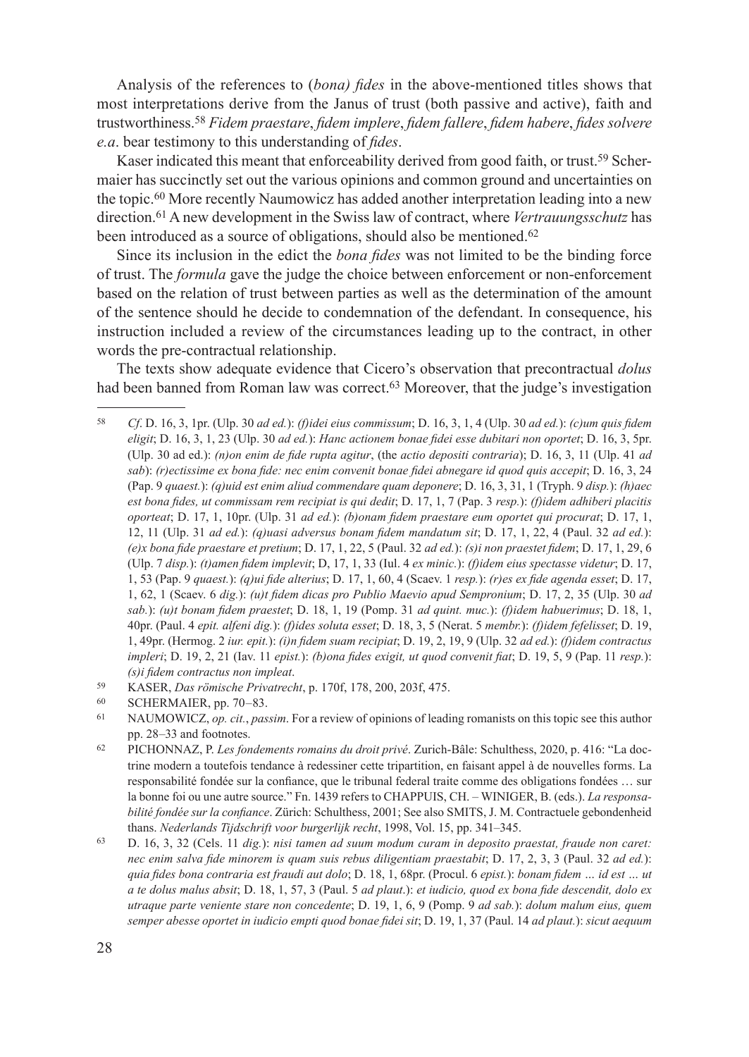Analysis of the references to (*bona) fides* in the above-mentioned titles shows that most interpretations derive from the Janus of trust (both passive and active), faith and trustworthiness.[58] *Fidem praestare*, *fidem implere*, *fidem fallere*, *fidem habere*, *fides solvere e.a*. bear testimony to this understanding of *fides*.

Kaser indicated this meant that enforceability derived from good faith, or trust.[59] Schermaier has succinctly set out the various opinions and common ground and uncertainties on the topic.[60] More recently Naumowicz has added another interpretation leading into a new direction.[61] A new development in the Swiss law of contract, where *Vertrauungsschutz* has been introduced as a source of obligations, should also be mentioned.[62]

Since its inclusion in the edict the *bona fides* was not limited to be the binding force of trust. The *formula* gave the judge the choice between enforcement or non-enforcement based on the relation of trust between parties as well as the determination of the amount of the sentence should he decide to condemnation of the defendant. In consequence, his instruction included a review of the circumstances leading up to the contract, in other words the pre-contractual relationship.

The texts show adequate evidence that Cicero's observation that precontractual *dolus* had been banned from Roman law was correct.[63] Moreover, that the judge's investigation

---

[58] *Cf*. D. 16, 3, 1pr. (Ulp. 30 *ad ed.*): *(f)idei eius commissum*; D. 16, 3, 1, 4 (Ulp. 30 *ad ed.*): *(c)um quis fidem eligit*; D. 16, 3, 1, 23 (Ulp. 30 *ad ed.*): *Hanc actionem bonae fidei esse dubitari non oportet*; D. 16, 3, 5pr. (Ulp. 30 ad ed.): *(n)on enim de fide rupta agitur*, (the *actio depositi contraria*); D. 16, 3, 11 (Ulp. 41 *ad sab*): *(r)ectissime ex bona fide: nec enim convenit bonae fidei abnegare id quod quis accepit*; D. 16, 3, 24 (Pap. 9 *quaest.*): *(q)uid est enim aliud commendare quam deponere*; D. 16, 3, 31, 1 (Tryph. 9 *disp.*): *(h)aec est bona fides, ut commissam rem recipiat is qui dedit*; D. 17, 1, 7 (Pap. 3 *resp.*): *(f)idem adhiberi placitis oporteat*; D. 17, 1, 10pr. (Ulp. 31 *ad ed.*): *(b)onam fidem praestare eum oportet qui procurat*; D. 17, 1, 12, 11 (Ulp. 31 *ad ed.*): *(q)uasi adversus bonam fidem mandatum sit*; D. 17, 1, 22, 4 (Paul. 32 *ad ed.*): *(e)x bona fide praestare et pretium*; D. 17, 1, 22, 5 (Paul. 32 *ad ed.*): *(s)i non praestet fidem*; D. 17, 1, 29, 6 (Ulp. 7 *disp.*): *(t)amen fidem implevit*; D, 17, 1, 33 (Iul. 4 *ex minic.*): *(f)idem eius spectasse videtur*; D. 17, 1, 53 (Pap. 9 *quaest.*): *(q)ui fide alterius*; D. 17, 1, 60, 4 (Scaev. 1 *resp.*): *(r)es ex fide agenda esset*; D. 17, 1, 62, 1 (Scaev. 6 *dig.*): *(u)t fidem dicas pro Publio Maevio apud Sempronium*; D. 17, 2, 35 (Ulp. 30 *ad sab.*): *(u)t bonam fidem praestet*; D. 18, 1, 19 (Pomp. 31 *ad quint. muc.*): *(f)idem habuerimus*; D. 18, 1, 40pr. (Paul. 4 *epit. alfeni dig.*): *(f)ides soluta esset*; D. 18, 3, 5 (Nerat. 5 *membr.*): *(f)idem fefelisset*; D. 19, 1, 49pr. (Hermog. 2 *iur. epit.*): *(i)n fidem suam recipiat*; D. 19, 2, 19, 9 (Ulp. 32 *ad ed.*): *(f)idem contractus impleri*; D. 19, 2, 21 (Iav. 11 *epist.*): *(b)ona fides exigit, ut quod convenit fiat*; D. 19, 5, 9 (Pap. 11 *resp.*): *(s)i fidem contractus non impleat*.

[59] KASER, *Das römische Privatrecht*, p. 170f, 178, 200, 203f, 475.

[60] SCHERMAIER, pp. 70–83.

[61] NAUMOWICZ, *op. cit.*, *passim*. For a review of opinions of leading romanists on this topic see this author pp. 28–33 and footnotes.

[62] PICHONNAZ, P. *Les fondements romains du droit privé*. Zurich-Bâle: Schulthess, 2020, p. 416: "La doctrine modern a toutefois tendance à redessiner cette tripartition, en faisant appel à de nouvelles forms. La responsabilité fondée sur la confiance, que le tribunal federal traite comme des obligations fondées … sur la bonne foi ou une autre source." Fn. 1439 refers to CHAPPUIS, CH. – WINIGER, B. (eds.). *La responsabilité fondée sur la confiance*. Zürich: Schulthess, 2001; See also SMITS, J. M. Contractuele gebondenheid thans. *Nederlands Tijdschrift voor burgerlijk recht*, 1998, Vol. 15, pp. 341–345.

[63] D. 16, 3, 32 (Cels. 11 *dig.*): *nisi tamen ad suum modum curam in deposito praestat, fraude non caret: nec enim salva fide minorem is quam suis rebus diligentiam praestabit*; D. 17, 2, 3, 3 (Paul. 32 *ad ed.*): *quia fides bona contraria est fraudi aut dolo*; D. 18, 1, 68pr. (Procul. 6 *epist.*): *bonam fidem … id est … ut a te dolus malus absit*; D. 18, 1, 57, 3 (Paul. 5 *ad plaut*.): *et iudicio, quod ex bona fide descendit, dolo ex utraque parte veniente stare non concedente*; D. 19, 1, 6, 9 (Pomp. 9 *ad sab.*): *dolum malum eius, quem semper abesse oportet in iudicio empti quod bonae fidei sit*; D. 19, 1, 37 (Paul. 14 *ad plaut.*): *sicut aequum*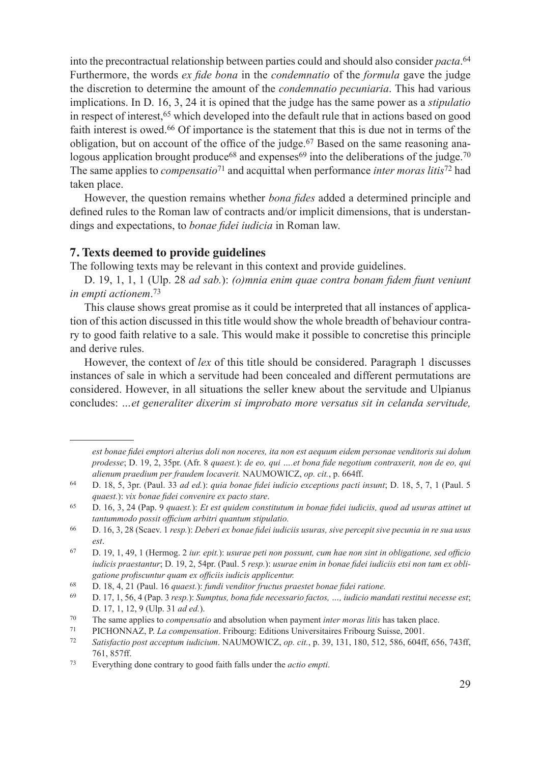into the precontractual relationship between parties could and should also consider *pacta*.[64] Furthermore, the words *ex fide bona* in the *condemnatio* of the *formula* gave the judge the discretion to determine the amount of the *condemnatio pecuniaria*. This had various implications. In D. 16, 3, 24 it is opined that the judge has the same power as a *stipulatio* in respect of interest,[65] which developed into the default rule that in actions based on good faith interest is owed.[66] Of importance is the statement that this is due not in terms of the obligation, but on account of the office of the judge.[67] Based on the same reasoning analogous application brought produce[68] and expenses[69] into the deliberations of the judge.[70] The same applies to *compensatio*[71] and acquittal when performance *inter moras litis*[72] had taken place.

However, the question remains whether *bona fides* added a determined principle and defined rules to the Roman law of contracts and/or implicit dimensions, that is understandings and expectations, to *bonae fidei iudicia* in Roman law.

## 7. Texts deemed to provide guidelines

The following texts may be relevant in this context and provide guidelines.

D. 19, 1, 1, 1 (Ulp. 28 *ad sab.*): *(o)mnia enim quae contra bonam fidem fiunt veniunt in empti actionem*.[73]

This clause shows great promise as it could be interpreted that all instances of application of this action discussed in this title would show the whole breadth of behaviour contrary to good faith relative to a sale. This would make it possible to concretise this principle and derive rules.

However, the context of *lex* of this title should be considered. Paragraph 1 discusses instances of sale in which a servitude had been concealed and different permutations are considered. However, in all situations the seller knew about the servitude and Ulpianus concludes: *…et generaliter dixerim si improbato more versatus sit in celanda servitude,*

---

*est bonae fidei emptori alterius doli non noceres, ita non est aequum eidem personae venditoris sui dolum prodesse*; D. 19, 2, 35pr. (Afr. 8 *quaest.*): *de eo, qui ….et bona fide negotium contraxerit, non de eo, qui alienum praedium per fraudem locaverit.* NAUMOWICZ, *op. cit.*, p. 664ff.

[64] D. 18, 5, 3pr. (Paul. 33 *ad ed.*): *quia bonae fidei iudicio exceptions pacti insunt*; D. 18, 5, 7, 1 (Paul. 5 *quaest.*): *vix bonae fidei convenire ex pacto stare*.

[65] D. 16, 3, 24 (Pap. 9 *quaest.*): *Et est quidem constitutum in bonae fidei iudiciis, quod ad usuras attinet ut tantummodo possit officium arbitri quantum stipulatio.*

[66] D. 16, 3, 28 (Scaev. 1 *resp.*): *Deberi ex bonae fidei iudiciis usuras, sive percepit sive pecunia in re sua usus est*.

[67] D. 19, 1, 49, 1 (Hermog. 2 *iur. epit.*): *usurae peti non possunt, cum hae non sint in obligatione, sed officio iudicis praestantur*; D. 19, 2, 54pr. (Paul. 5 *resp.*): *usurae enim in bonae fidei iudiciis etsi non tam ex obligatione profiscuntur quam ex officiis iudicis applicentur.*

[68] D. 18, 4, 21 (Paul. 16 *quaest.*): *fundi venditor fructus praestet bonae fidei ratione.*

[69] D. 17, 1, 56, 4 (Pap. 3 *resp.*): *Sumptus, bona fide necessario factos, …, iudicio mandati restitui necesse est*; D. 17, 1, 12, 9 (Ulp. 31 *ad ed.*).

[70] The same applies to *compensatio* and absolution when payment *inter moras litis* has taken place.

[71] PICHONNAZ, P. *La compensation*. Fribourg: Editions Universitaires Fribourg Suisse, 2001.

[72] *Satisfactio post acceptum iudicium*. NAUMOWICZ, *op. cit.*, p. 39, 131, 180, 512, 586, 604ff, 656, 743ff, 761, 857ff.

[73] Everything done contrary to good faith falls under the *actio empti*.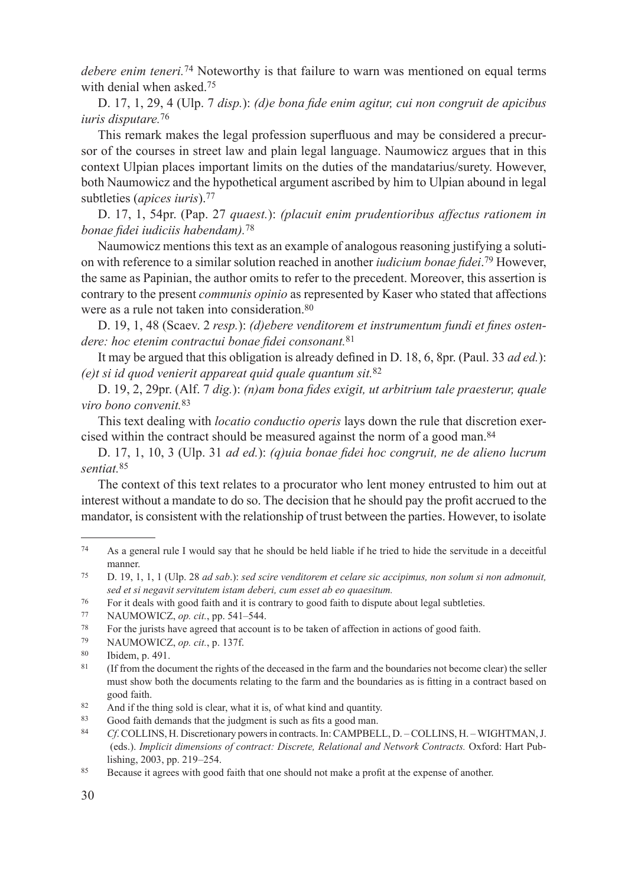*debere enim teneri.*[74] Noteworthy is that failure to warn was mentioned on equal terms with denial when asked.[75]

D. 17, 1, 29, 4 (Ulp. 7 *disp.*): *(d)e bona fide enim agitur, cui non congruit de apicibus iuris disputare.*[76]

This remark makes the legal profession superfluous and may be considered a precursor of the courses in street law and plain legal language. Naumowicz argues that in this context Ulpian places important limits on the duties of the mandatarius/surety. However, both Naumowicz and the hypothetical argument ascribed by him to Ulpian abound in legal subtleties (*apices iuris*).[77]

D. 17, 1, 54pr. (Pap. 27 *quaest.*): *(placuit enim prudentioribus affectus rationem in bonae fidei iudiciis habendam).*[78]

Naumowicz mentions this text as an example of analogous reasoning justifying a solution with reference to a similar solution reached in another *iudicium bonae fidei*.[79] However, the same as Papinian, the author omits to refer to the precedent. Moreover, this assertion is contrary to the present *communis opinio* as represented by Kaser who stated that affections were as a rule not taken into consideration.[80]

D. 19, 1, 48 (Scaev. 2 *resp.*): *(d)ebere venditorem et instrumentum fundi et fines ostendere: hoc etenim contractui bonae fidei consonant.*[81]

It may be argued that this obligation is already defined in D. 18, 6, 8pr. (Paul. 33 *ad ed.*): *(e)t si id quod venierit appareat quid quale quantum sit.*[82]

D. 19, 2, 29pr. (Alf. 7 *dig.*): *(n)am bona fides exigit, ut arbitrium tale praesterur, quale viro bono convenit.*[83]

This text dealing with *locatio conductio operis* lays down the rule that discretion exercised within the contract should be measured against the norm of a good man.[84]

D. 17, 1, 10, 3 (Ulp. 31 *ad ed.*): *(q)uia bonae fidei hoc congruit, ne de alieno lucrum sentiat.*[85]

The context of this text relates to a procurator who lent money entrusted to him out at interest without a mandate to do so. The decision that he should pay the profit accrued to the mandator, is consistent with the relationship of trust between the parties. However, to isolate

---

[74] As a general rule I would say that he should be held liable if he tried to hide the servitude in a deceitful manner.

[75] D. 19, 1, 1, 1 (Ulp. 28 *ad sab.*): *sed scire venditorem et celare sic accipimus, non solum si non admonuit, sed et si negavit servitutem istam deberi, cum esset ab eo quaesitum.*

[76] For it deals with good faith and it is contrary to good faith to dispute about legal subtleties.

[77] NAUMOWICZ, *op. cit.*, pp. 541–544.

[78] For the jurists have agreed that account is to be taken of affection in actions of good faith.

[79] NAUMOWICZ, *op. cit.*, p. 137f.

[80] Ibidem, p. 491.

[81] (If from the document the rights of the deceased in the farm and the boundaries not become clear) the seller must show both the documents relating to the farm and the boundaries as is fitting in a contract based on good faith.

[82] And if the thing sold is clear, what it is, of what kind and quantity.

[83] Good faith demands that the judgment is such as fits a good man.

[84] *Cf.* COLLINS, H. Discretionary powers in contracts. In: CAMPBELL, D. – COLLINS, H. – WIGHTMAN, J. (eds.). *Implicit dimensions of contract: Discrete, Relational and Network Contracts.* Oxford: Hart Publishing, 2003, pp. 219–254.

[85] Because it agrees with good faith that one should not make a profit at the expense of another.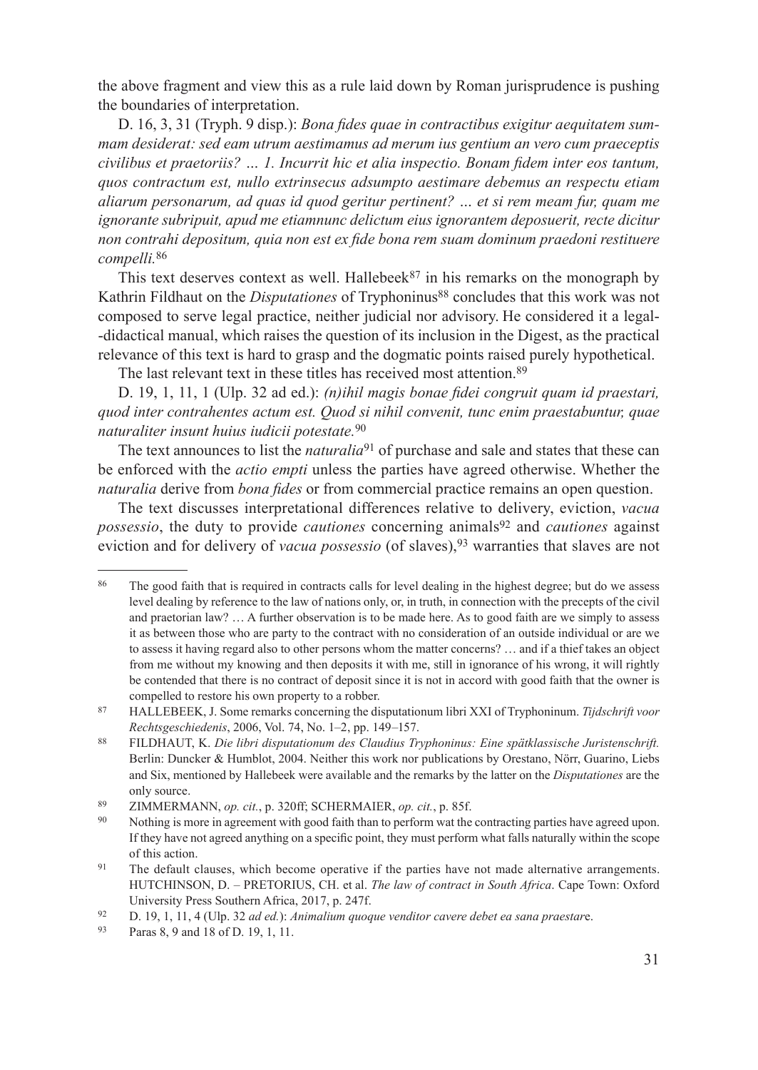the above fragment and view this as a rule laid down by Roman jurisprudence is pushing the boundaries of interpretation.

D. 16, 3, 31 (Tryph. 9 disp.): *Bona fides quae in contractibus exigitur aequitatem summam desiderat: sed eam utrum aestimamus ad merum ius gentium an vero cum praeceptis civilibus et praetoriis? … 1. Incurrit hic et alia inspectio. Bonam fidem inter eos tantum, quos contractum est, nullo extrinsecus adsumpto aestimare debemus an respectu etiam aliarum personarum, ad quas id quod geritur pertinent? … et si rem meam fur, quam me ignorante subripuit, apud me etiamnunc delictum eius ignorantem deposuerit, recte dicitur non contrahi depositum, quia non est ex fide bona rem suam dominum praedoni restituere compelli.*[86]

This text deserves context as well. Hallebeek[87] in his remarks on the monograph by Kathrin Fildhaut on the *Disputationes* of Tryphoninus[88] concludes that this work was not composed to serve legal practice, neither judicial nor advisory. He considered it a legal--didactical manual, which raises the question of its inclusion in the Digest, as the practical relevance of this text is hard to grasp and the dogmatic points raised purely hypothetical.

The last relevant text in these titles has received most attention.[89]

D. 19, 1, 11, 1 (Ulp. 32 ad ed.): *(n)ihil magis bonae fidei congruit quam id praestari, quod inter contrahentes actum est. Quod si nihil convenit, tunc enim praestabuntur, quae naturaliter insunt huius iudicii potestate.*[90]

The text announces to list the *naturalia*[91] of purchase and sale and states that these can be enforced with the *actio empti* unless the parties have agreed otherwise. Whether the *naturalia* derive from *bona fides* or from commercial practice remains an open question.

The text discusses interpretational differences relative to delivery, eviction, *vacua possessio*, the duty to provide *cautiones* concerning animals[92] and *cautiones* against eviction and for delivery of *vacua possessio* (of slaves),[93] warranties that slaves are not

---

[86] The good faith that is required in contracts calls for level dealing in the highest degree; but do we assess level dealing by reference to the law of nations only, or, in truth, in connection with the precepts of the civil and praetorian law? … A further observation is to be made here. As to good faith are we simply to assess it as between those who are party to the contract with no consideration of an outside individual or are we to assess it having regard also to other persons whom the matter concerns? … and if a thief takes an object from me without my knowing and then deposits it with me, still in ignorance of his wrong, it will rightly be contended that there is no contract of deposit since it is not in accord with good faith that the owner is compelled to restore his own property to a robber.

[87] HALLEBEEK, J. Some remarks concerning the disputationum libri XXI of Tryphoninum. *Tijdschrift voor Rechtsgeschiedenis*, 2006, Vol. 74, No. 1–2, pp. 149–157.

[88] FILDHAUT, K. *Die libri disputationum des Claudius Tryphoninus: Eine spätklassische Juristenschrift.* Berlin: Duncker & Humblot, 2004. Neither this work nor publications by Orestano, Nörr, Guarino, Liebs and Six, mentioned by Hallebeek were available and the remarks by the latter on the *Disputationes* are the only source.

[89] ZIMMERMANN, *op. cit.*, p. 320ff; SCHERMAIER, *op. cit.*, p. 85f.

[90] Nothing is more in agreement with good faith than to perform wat the contracting parties have agreed upon. If they have not agreed anything on a specific point, they must perform what falls naturally within the scope of this action.

[91] The default clauses, which become operative if the parties have not made alternative arrangements. HUTCHINSON, D. – PRETORIUS, CH. et al. *The law of contract in South Africa*. Cape Town: Oxford University Press Southern Africa, 2017, p. 247f.

[92] D. 19, 1, 11, 4 (Ulp. 32 *ad ed.*): *Animalium quoque venditor cavere debet ea sana praestare*.

[93] Paras 8, 9 and 18 of D. 19, 1, 11.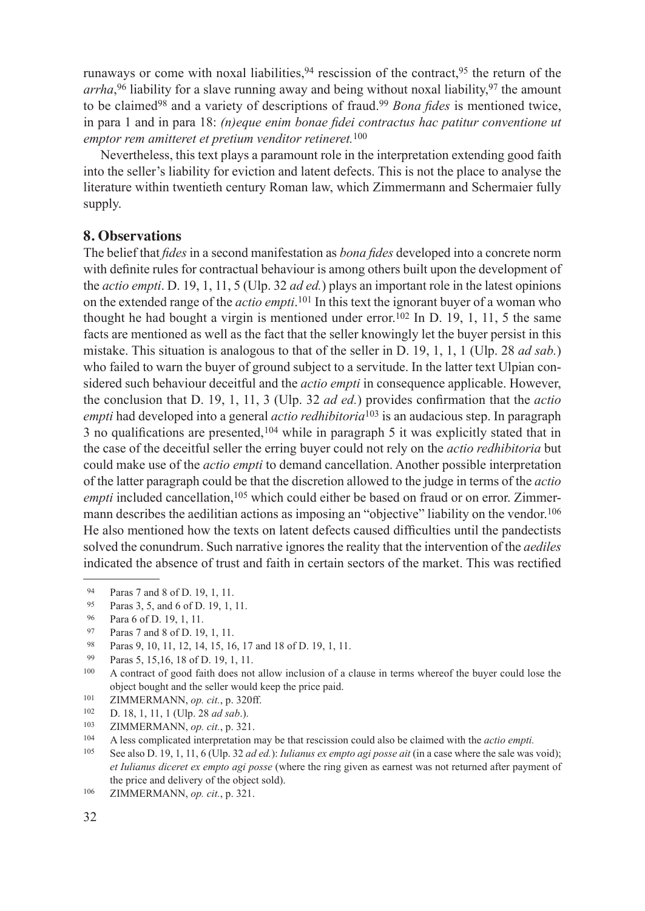runaways or come with noxal liabilities,[94] rescission of the contract,[95] the return of the *arrha*,[96] liability for a slave running away and being without noxal liability,[97] the amount to be claimed[98] and a variety of descriptions of fraud.[99] *Bona fides* is mentioned twice, in para 1 and in para 18: *(n)eque enim bonae fidei contractus hac patitur conventione ut emptor rem amitteret et pretium venditor retineret.*[100]

Nevertheless, this text plays a paramount role in the interpretation extending good faith into the seller's liability for eviction and latent defects. This is not the place to analyse the literature within twentieth century Roman law, which Zimmermann and Schermaier fully supply.

## 8. Observations

The belief that *fides* in a second manifestation as *bona fides* developed into a concrete norm with definite rules for contractual behaviour is among others built upon the development of the *actio empti*. D. 19, 1, 11, 5 (Ulp. 32 *ad ed.*) plays an important role in the latest opinions on the extended range of the *actio empti*.[101] In this text the ignorant buyer of a woman who thought he had bought a virgin is mentioned under error.[102] In D. 19, 1, 11, 5 the same facts are mentioned as well as the fact that the seller knowingly let the buyer persist in this mistake. This situation is analogous to that of the seller in D. 19, 1, 1, 1 (Ulp. 28 *ad sab.*) who failed to warn the buyer of ground subject to a servitude. In the latter text Ulpian considered such behaviour deceitful and the *actio empti* in consequence applicable. However, the conclusion that D. 19, 1, 11, 3 (Ulp. 32 *ad ed.*) provides confirmation that the *actio empti* had developed into a general *actio redhibitoria*[103] is an audacious step. In paragraph 3 no qualifications are presented,[104] while in paragraph 5 it was explicitly stated that in the case of the deceitful seller the erring buyer could not rely on the *actio redhibitoria* but could make use of the *actio empti* to demand cancellation. Another possible interpretation of the latter paragraph could be that the discretion allowed to the judge in terms of the *actio empti* included cancellation,[105] which could either be based on fraud or on error. Zimmermann describes the aedilitian actions as imposing an "objective" liability on the vendor.[106] He also mentioned how the texts on latent defects caused difficulties until the pandectists solved the conundrum. Such narrative ignores the reality that the intervention of the *aediles* indicated the absence of trust and faith in certain sectors of the market. This was rectified

---

[94] Paras 7 and 8 of D. 19, 1, 11.

[95] Paras 3, 5, and 6 of D. 19, 1, 11.

[96] Para 6 of D. 19, 1, 11.

[97] Paras 7 and 8 of D. 19, 1, 11.

[98] Paras 9, 10, 11, 12, 14, 15, 16, 17 and 18 of D. 19, 1, 11.

[99] Paras 5, 15,16, 18 of D. 19, 1, 11.

[100] A contract of good faith does not allow inclusion of a clause in terms whereof the buyer could lose the object bought and the seller would keep the price paid.

[101] ZIMMERMANN, *op. cit.*, p. 320ff.

[102] D. 18, 1, 11, 1 (Ulp. 28 *ad sab.*).

[103] ZIMMERMANN, *op. cit.*, p. 321.

[104] A less complicated interpretation may be that rescission could also be claimed with the *actio empti.*

[105] See also D. 19, 1, 11, 6 (Ulp. 32 *ad ed.*): *Iulianus ex empto agi posse ait* (in a case where the sale was void); *et Iulianus diceret ex empto agi posse* (where the ring given as earnest was not returned after payment of the price and delivery of the object sold).

[106] ZIMMERMANN, *op. cit.*, p. 321.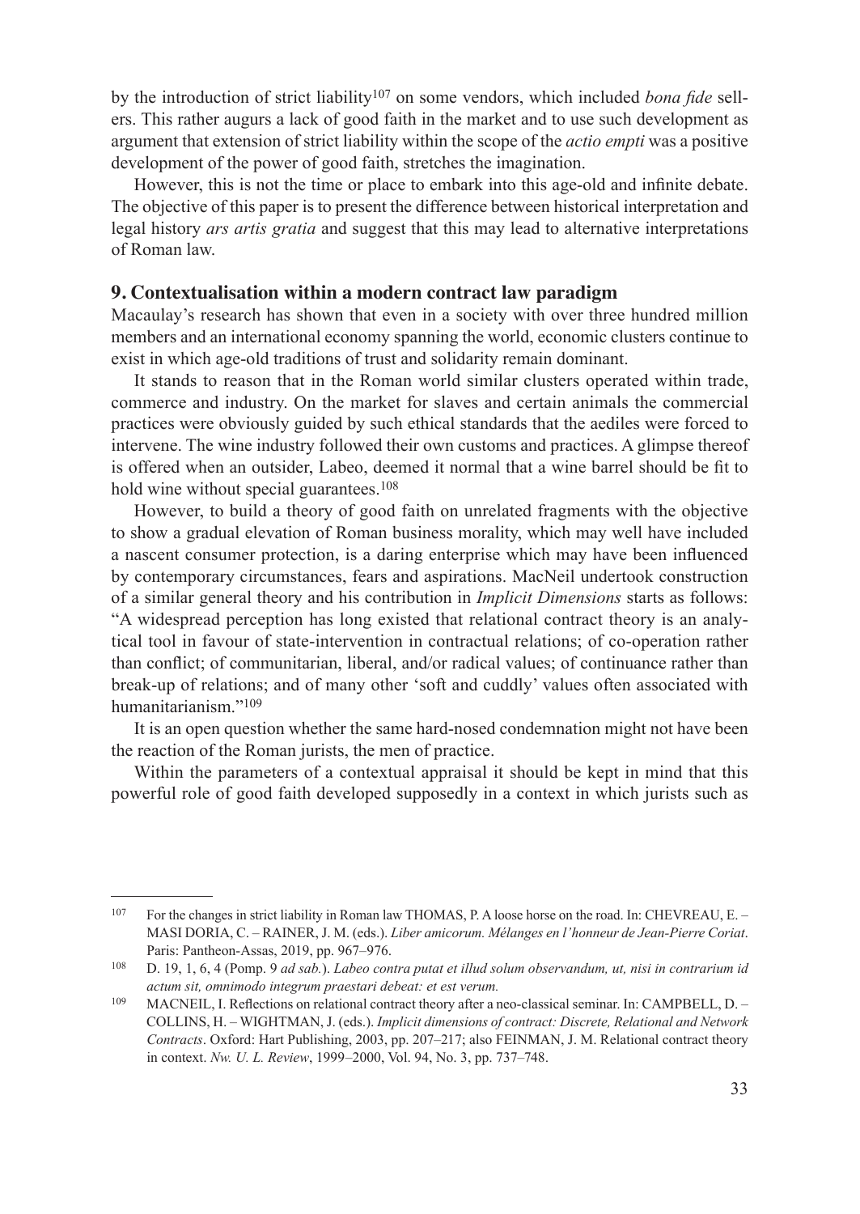by the introduction of strict liability[107] on some vendors, which included *bona fide* sellers. This rather augurs a lack of good faith in the market and to use such development as argument that extension of strict liability within the scope of the *actio empti* was a positive development of the power of good faith, stretches the imagination.

However, this is not the time or place to embark into this age-old and infinite debate. The objective of this paper is to present the difference between historical interpretation and legal history *ars artis gratia* and suggest that this may lead to alternative interpretations of Roman law.

## 9. Contextualisation within a modern contract law paradigm

Macaulay's research has shown that even in a society with over three hundred million members and an international economy spanning the world, economic clusters continue to exist in which age-old traditions of trust and solidarity remain dominant.

It stands to reason that in the Roman world similar clusters operated within trade, commerce and industry. On the market for slaves and certain animals the commercial practices were obviously guided by such ethical standards that the aediles were forced to intervene. The wine industry followed their own customs and practices. A glimpse thereof is offered when an outsider, Labeo, deemed it normal that a wine barrel should be fit to hold wine without special guarantees.[108]

However, to build a theory of good faith on unrelated fragments with the objective to show a gradual elevation of Roman business morality, which may well have included a nascent consumer protection, is a daring enterprise which may have been influenced by contemporary circumstances, fears and aspirations. MacNeil undertook construction of a similar general theory and his contribution in *Implicit Dimensions* starts as follows: "A widespread perception has long existed that relational contract theory is an analytical tool in favour of state-intervention in contractual relations; of co-operation rather than conflict; of communitarian, liberal, and/or radical values; of continuance rather than break-up of relations; and of many other 'soft and cuddly' values often associated with humanitarianism."[109]

It is an open question whether the same hard-nosed condemnation might not have been the reaction of the Roman jurists, the men of practice.

Within the parameters of a contextual appraisal it should be kept in mind that this powerful role of good faith developed supposedly in a context in which jurists such as

---

[107] For the changes in strict liability in Roman law THOMAS, P. A loose horse on the road. In: CHEVREAU, E. – MASI DORIA, C. – RAINER, J. M. (eds.). *Liber amicorum. Mélanges en l'honneur de Jean-Pierre Coriat*. Paris: Pantheon-Assas, 2019, pp. 967–976.

[108] D. 19, 1, 6, 4 (Pomp. 9 *ad sab.*). *Labeo contra putat et illud solum observandum, ut, nisi in contrarium id actum sit, omnimodo integrum praestari debeat: et est verum.*

[109] MACNEIL, I. Reflections on relational contract theory after a neo-classical seminar. In: CAMPBELL, D. – COLLINS, H. – WIGHTMAN, J. (eds.). *Implicit dimensions of contract: Discrete, Relational and Network Contracts*. Oxford: Hart Publishing, 2003, pp. 207–217; also FEINMAN, J. M. Relational contract theory in context. *Nw. U. L. Review*, 1999–2000, Vol. 94, No. 3, pp. 737–748.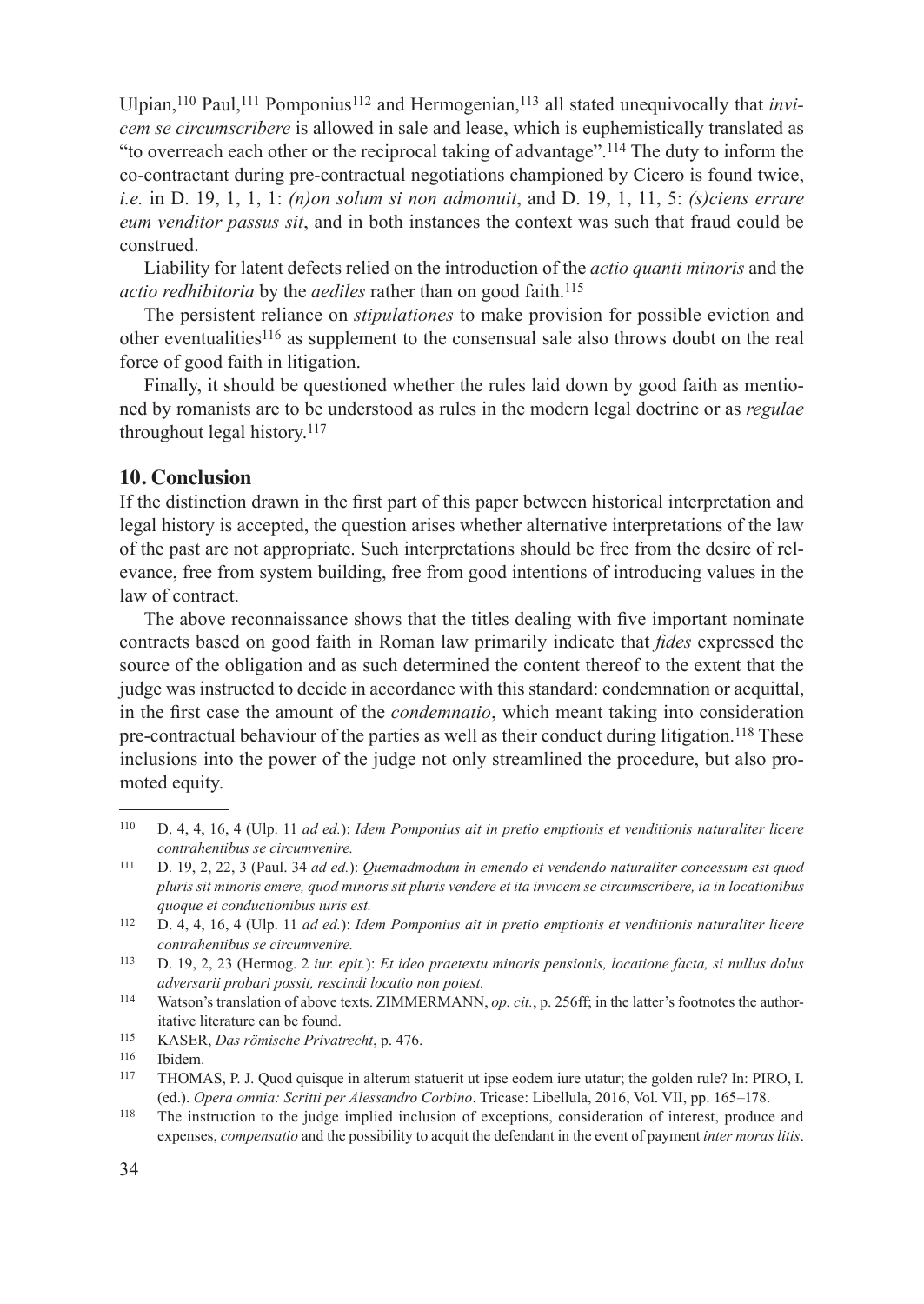Ulpian,[110] Paul,[111] Pomponius[112] and Hermogenian,[113] all stated unequivocally that *invicem se circumscribere* is allowed in sale and lease, which is euphemistically translated as "to overreach each other or the reciprocal taking of advantage".[114] The duty to inform the co-contractant during pre-contractual negotiations championed by Cicero is found twice, *i.e.* in D. 19, 1, 1, 1: *(n)on solum si non admonuit*, and D. 19, 1, 11, 5: *(s)ciens errare eum venditor passus sit*, and in both instances the context was such that fraud could be construed.

Liability for latent defects relied on the introduction of the *actio quanti minoris* and the *actio redhibitoria* by the *aediles* rather than on good faith.[115]

The persistent reliance on *stipulationes* to make provision for possible eviction and other eventualities[116] as supplement to the consensual sale also throws doubt on the real force of good faith in litigation.

Finally, it should be questioned whether the rules laid down by good faith as mentioned by romanists are to be understood as rules in the modern legal doctrine or as *regulae* throughout legal history.[117]

## 10. Conclusion

If the distinction drawn in the first part of this paper between historical interpretation and legal history is accepted, the question arises whether alternative interpretations of the law of the past are not appropriate. Such interpretations should be free from the desire of relevance, free from system building, free from good intentions of introducing values in the law of contract.

The above reconnaissance shows that the titles dealing with five important nominate contracts based on good faith in Roman law primarily indicate that *fides* expressed the source of the obligation and as such determined the content thereof to the extent that the judge was instructed to decide in accordance with this standard: condemnation or acquittal, in the first case the amount of the *condemnatio*, which meant taking into consideration pre-contractual behaviour of the parties as well as their conduct during litigation.[118] These inclusions into the power of the judge not only streamlined the procedure, but also promoted equity.

---

[110] D. 4, 4, 16, 4 (Ulp. 11 *ad ed.*): *Idem Pomponius ait in pretio emptionis et venditionis naturaliter licere contrahentibus se circumvenire.*

[111] D. 19, 2, 22, 3 (Paul. 34 *ad ed.*): *Quemadmodum in emendo et vendendo naturaliter concessum est quod pluris sit minoris emere, quod minoris sit pluris vendere et ita invicem se circumscribere, ia in locationibus quoque et conductionibus iuris est.*

[112] D. 4, 4, 16, 4 (Ulp. 11 *ad ed.*): *Idem Pomponius ait in pretio emptionis et venditionis naturaliter licere contrahentibus se circumvenire.*

[113] D. 19, 2, 23 (Hermog. 2 *iur. epit.*): *Et ideo praetextu minoris pensionis, locatione facta, si nullus dolus adversarii probari possit, rescindi locatio non potest.*

[114] Watson's translation of above texts. ZIMMERMANN, *op. cit.*, p. 256ff; in the latter's footnotes the authoritative literature can be found.

[115] KASER, *Das römische Privatrecht*, p. 476.

[116] Ibidem.

[117] THOMAS, P. J. Quod quisque in alterum statuerit ut ipse eodem iure utatur; the golden rule? In: PIRO, I. (ed.). *Opera omnia: Scritti per Alessandro Corbino*. Tricase: Libellula, 2016, Vol. VII, pp. 165–178.

[118] The instruction to the judge implied inclusion of exceptions, consideration of interest, produce and expenses, *compensatio* and the possibility to acquit the defendant in the event of payment *inter moras litis*.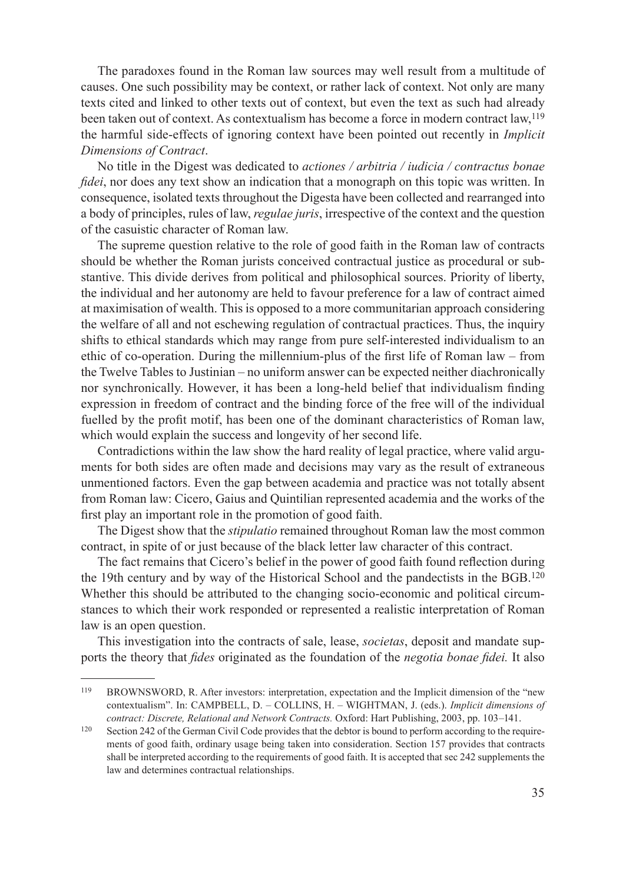The paradoxes found in the Roman law sources may well result from a multitude of causes. One such possibility may be context, or rather lack of context. Not only are many texts cited and linked to other texts out of context, but even the text as such had already been taken out of context. As contextualism has become a force in modern contract law,[119] the harmful side-effects of ignoring context have been pointed out recently in *Implicit Dimensions of Contract*.

No title in the Digest was dedicated to *actiones / arbitria / iudicia / contractus bonae fidei*, nor does any text show an indication that a monograph on this topic was written. In consequence, isolated texts throughout the Digesta have been collected and rearranged into a body of principles, rules of law, *regulae juris*, irrespective of the context and the question of the casuistic character of Roman law.

The supreme question relative to the role of good faith in the Roman law of contracts should be whether the Roman jurists conceived contractual justice as procedural or substantive. This divide derives from political and philosophical sources. Priority of liberty, the individual and her autonomy are held to favour preference for a law of contract aimed at maximisation of wealth. This is opposed to a more communitarian approach considering the welfare of all and not eschewing regulation of contractual practices. Thus, the inquiry shifts to ethical standards which may range from pure self-interested individualism to an ethic of co-operation. During the millennium-plus of the first life of Roman law – from the Twelve Tables to Justinian – no uniform answer can be expected neither diachronically nor synchronically. However, it has been a long-held belief that individualism finding expression in freedom of contract and the binding force of the free will of the individual fuelled by the profit motif, has been one of the dominant characteristics of Roman law, which would explain the success and longevity of her second life.

Contradictions within the law show the hard reality of legal practice, where valid arguments for both sides are often made and decisions may vary as the result of extraneous unmentioned factors. Even the gap between academia and practice was not totally absent from Roman law: Cicero, Gaius and Quintilian represented academia and the works of the first play an important role in the promotion of good faith.

The Digest show that the *stipulatio* remained throughout Roman law the most common contract, in spite of or just because of the black letter law character of this contract.

The fact remains that Cicero's belief in the power of good faith found reflection during the 19th century and by way of the Historical School and the pandectists in the BGB.[120] Whether this should be attributed to the changing socio-economic and political circumstances to which their work responded or represented a realistic interpretation of Roman law is an open question.

This investigation into the contracts of sale, lease, *societas*, deposit and mandate supports the theory that *fides* originated as the foundation of the *negotia bonae fidei.* It also

---

[119] BROWNSWORD, R. After investors: interpretation, expectation and the Implicit dimension of the "new contextualism". In: CAMPBELL, D. – COLLINS, H. – WIGHTMAN, J. (eds.). *Implicit dimensions of contract: Discrete, Relational and Network Contracts.* Oxford: Hart Publishing, 2003, pp. 103–141.

[120] Section 242 of the German Civil Code provides that the debtor is bound to perform according to the requirements of good faith, ordinary usage being taken into consideration. Section 157 provides that contracts shall be interpreted according to the requirements of good faith. It is accepted that sec 242 supplements the law and determines contractual relationships.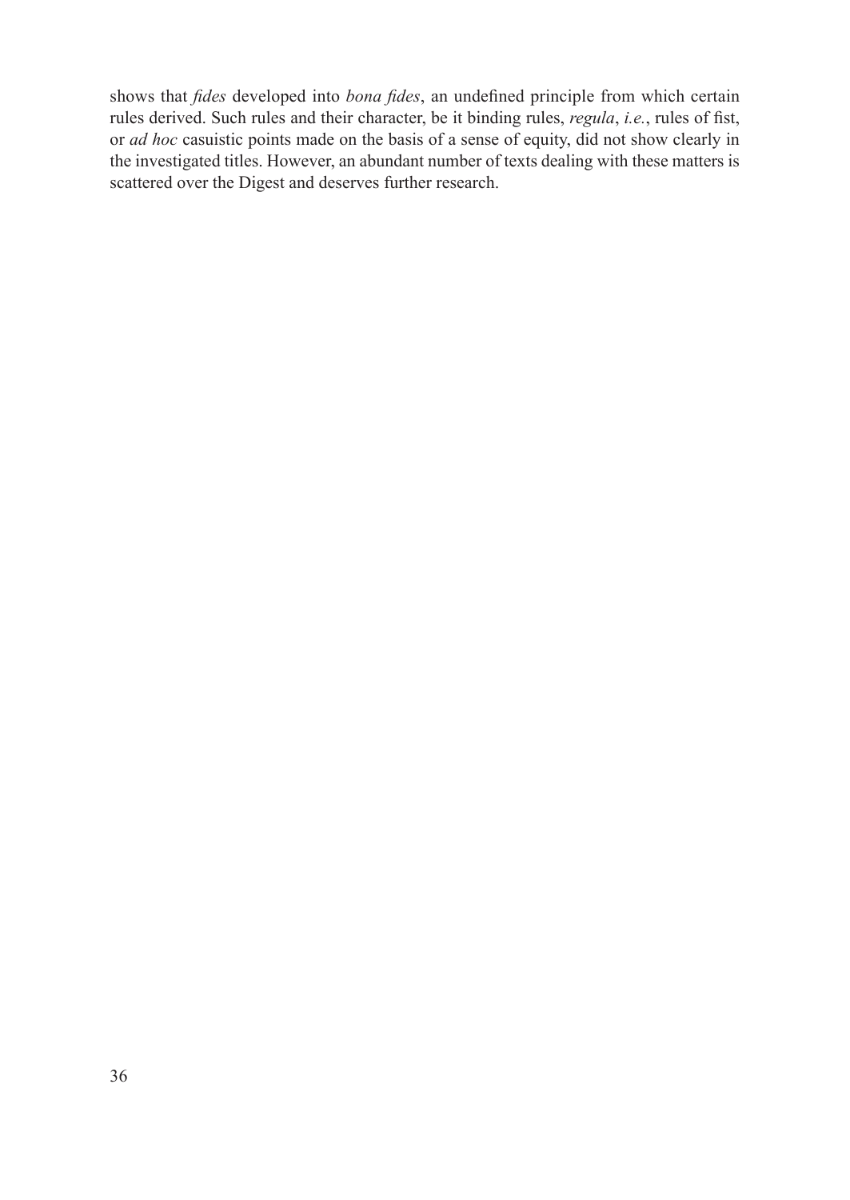shows that *fides* developed into *bona fides*, an undefined principle from which certain rules derived. Such rules and their character, be it binding rules, *regula*, *i.e.*, rules of fist, or *ad hoc* casuistic points made on the basis of a sense of equity, did not show clearly in the investigated titles. However, an abundant number of texts dealing with these matters is scattered over the Digest and deserves further research.